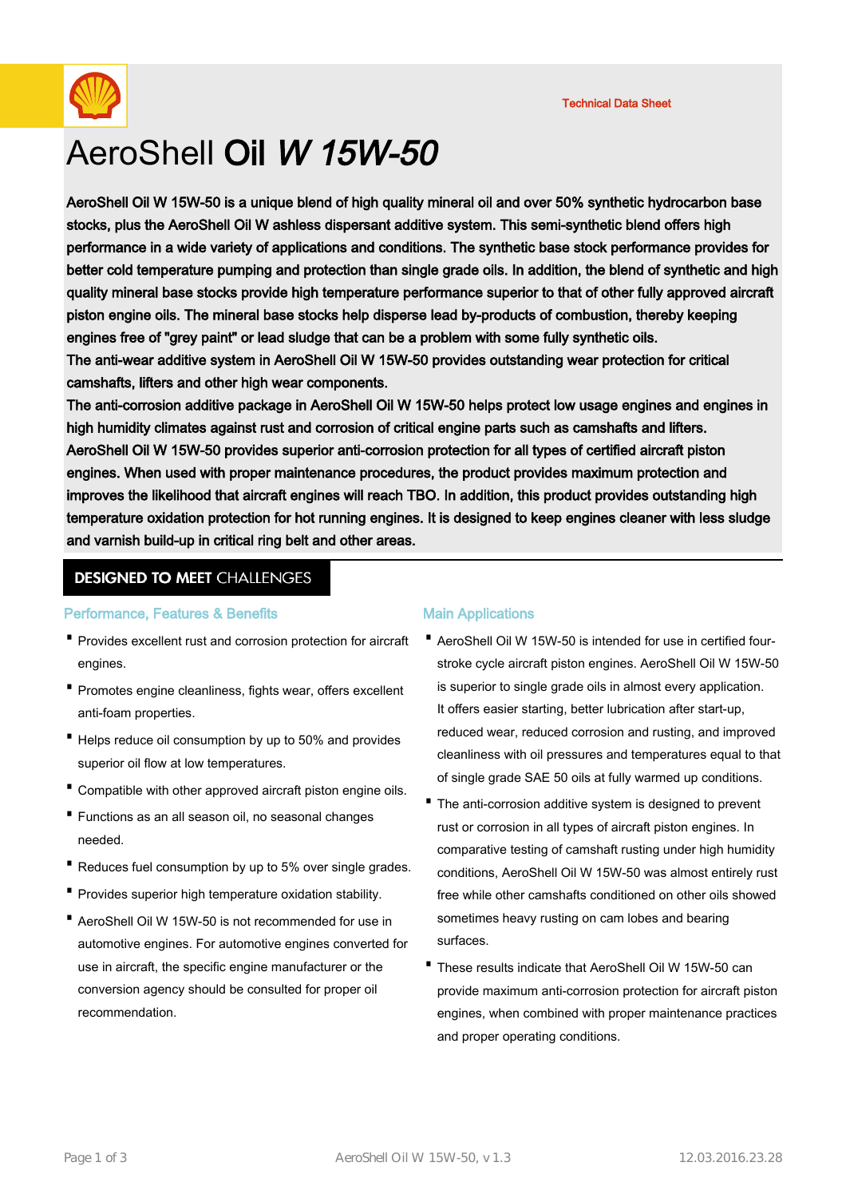Technical Data Sheet

# AeroShell **Oil *W 15W-50***

**AeroShell Oil W 15W-50 is a unique blend of high quality mineral oil and over 50% synthetic hydrocarbon base stocks, plus the AeroShell Oil W ashless dispersant additive system. This semi-synthetic blend offers high performance in a wide variety of applications and conditions. The synthetic base stock performance provides for better cold temperature pumping and protection than single grade oils. In addition, the blend of synthetic and high quality mineral base stocks provide high temperature performance superior to that of other fully approved aircraft piston engine oils. The mineral base stocks help disperse lead by-products of combustion, thereby keeping engines free of "grey paint" or lead sludge that can be a problem with some fully synthetic oils.**

**The anti-wear additive system in AeroShell Oil W 15W-50 provides outstanding wear protection for critical camshafts, lifters and other high wear components.**

**The anti-corrosion additive package in AeroShell Oil W 15W-50 helps protect low usage engines and engines in high humidity climates against rust and corrosion of critical engine parts such as camshafts and lifters.**

**AeroShell Oil W 15W-50 provides superior anti-corrosion protection for all types of certified aircraft piston engines. When used with proper maintenance procedures, the product provides maximum protection and improves the likelihood that aircraft engines will reach TBO. In addition, this product provides outstanding high temperature oxidation protection for hot running engines. It is designed to keep engines cleaner with less sludge and varnish build-up in critical ring belt and other areas.**

## DESIGNED TO MEET CHALLENGES

### Performance, Features & Benefits

- Provides excellent rust and corrosion protection for aircraft engines.
- Promotes engine cleanliness, fights wear, offers excellent anti-foam properties.
- Helps reduce oil consumption by up to 50% and provides superior oil flow at low temperatures.
- Compatible with other approved aircraft piston engine oils.
- Functions as an all season oil, no seasonal changes needed.
- Reduces fuel consumption by up to 5% over single grades.
- Provides superior high temperature oxidation stability.
- AeroShell Oil W 15W-50 is not recommended for use in automotive engines. For automotive engines converted for use in aircraft, the specific engine manufacturer or the conversion agency should be consulted for proper oil recommendation.

### Main Applications

- AeroShell Oil W 15W-50 is intended for use in certified four-stroke cycle aircraft piston engines. AeroShell Oil W 15W-50 is superior to single grade oils in almost every application. It offers easier starting, better lubrication after start-up, reduced wear, reduced corrosion and rusting, and improved cleanliness with oil pressures and temperatures equal to that of single grade SAE 50 oils at fully warmed up conditions.
- The anti-corrosion additive system is designed to prevent rust or corrosion in all types of aircraft piston engines. In comparative testing of camshaft rusting under high humidity conditions, AeroShell Oil W 15W-50 was almost entirely rust free while other camshafts conditioned on other oils showed sometimes heavy rusting on cam lobes and bearing surfaces.
- These results indicate that AeroShell Oil W 15W-50 can provide maximum anti-corrosion protection for aircraft piston engines, when combined with proper maintenance practices and proper operating conditions.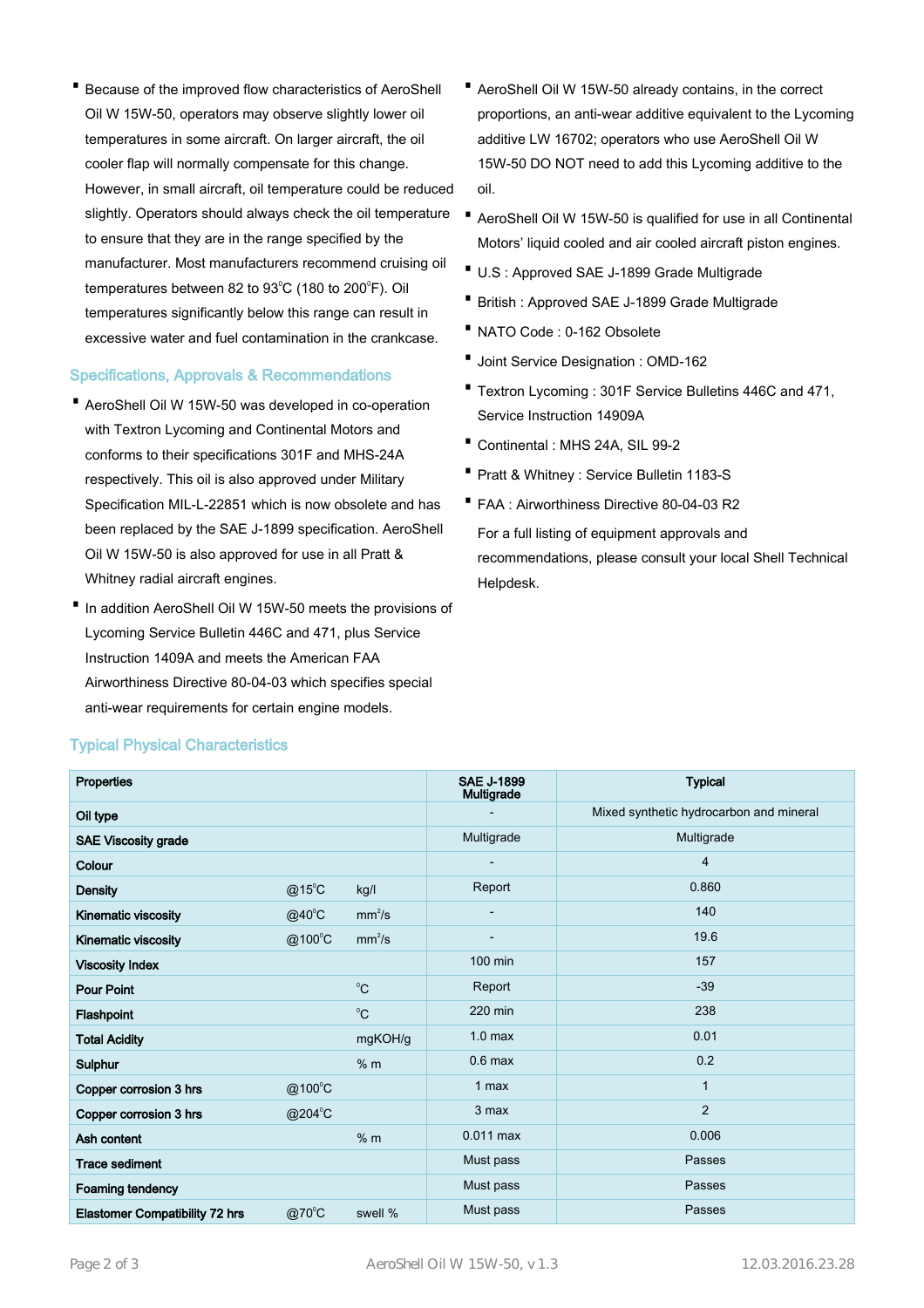- Because of the improved flow characteristics of AeroShell Oil W 15W-50, operators may observe slightly lower oil temperatures in some aircraft. On larger aircraft, the oil cooler flap will normally compensate for this change. However, in small aircraft, oil temperature could be reduced slightly. Operators should always check the oil temperature to ensure that they are in the range specified by the manufacturer. Most manufacturers recommend cruising oil temperatures between 82 to 93°C (180 to 200°F). Oil temperatures significantly below this range can result in excessive water and fuel contamination in the crankcase.

## Specifications, Approvals & Recommendations

- AeroShell Oil W 15W-50 was developed in co-operation with Textron Lycoming and Continental Motors and conforms to their specifications 301F and MHS-24A respectively. This oil is also approved under Military Specification MIL-L-22851 which is now obsolete and has been replaced by the SAE J-1899 specification. AeroShell Oil W 15W-50 is also approved for use in all Pratt & Whitney radial aircraft engines.
- In addition AeroShell Oil W 15W-50 meets the provisions of Lycoming Service Bulletin 446C and 471, plus Service Instruction 1409A and meets the American FAA Airworthiness Directive 80-04-03 which specifies special anti-wear requirements for certain engine models.
- AeroShell Oil W 15W-50 already contains, in the correct proportions, an anti-wear additive equivalent to the Lycoming additive LW 16702; operators who use AeroShell Oil W 15W-50 DO NOT need to add this Lycoming additive to the oil.
- AeroShell Oil W 15W-50 is qualified for use in all Continental Motors' liquid cooled and air cooled aircraft piston engines.
- U.S : Approved SAE J-1899 Grade Multigrade
- British : Approved SAE J-1899 Grade Multigrade
- NATO Code : 0-162 Obsolete
- Joint Service Designation : OMD-162
- Textron Lycoming : 301F Service Bulletins 446C and 471, Service Instruction 14909A
- Continental : MHS 24A, SIL 99-2
- Pratt & Whitney : Service Bulletin 1183-S
- FAA : Airworthiness Directive 80-04-03 R2

For a full listing of equipment approvals and recommendations, please consult your local Shell Technical Helpdesk.

## Typical Physical Characteristics

| Properties | | | SAE J-1899 Multigrade | Typical |
|---|---|---|---|---|
| Oil type | | | - | Mixed synthetic hydrocarbon and mineral |
| SAE Viscosity grade | | | Multigrade | Multigrade |
| Colour | | | - | 4 |
| Density | @15°C | kg/l | Report | 0.860 |
| Kinematic viscosity | @40°C | $mm^2/s$ | - | 140 |
| Kinematic viscosity | @100°C | $mm^2/s$ | - | 19.6 |
| Viscosity Index | | | 100 min | 157 |
| Pour Point | | °C | Report | -39 |
| Flashpoint | | °C | 220 min | 238 |
| Total Acidity | | mgKOH/g | 1.0 max | 0.01 |
| Sulphur | | % m | 0.6 max | 0.2 |
| Copper corrosion 3 hrs | @100°C | | 1 max | 1 |
| Copper corrosion 3 hrs | @204°C | | 3 max | 2 |
| Ash content | | % m | 0.011 max | 0.006 |
| Trace sediment | | | Must pass | Passes |
| Foaming tendency | | | Must pass | Passes |
| Elastomer Compatibility 72 hrs | @70°C | swell % | Must pass | Passes |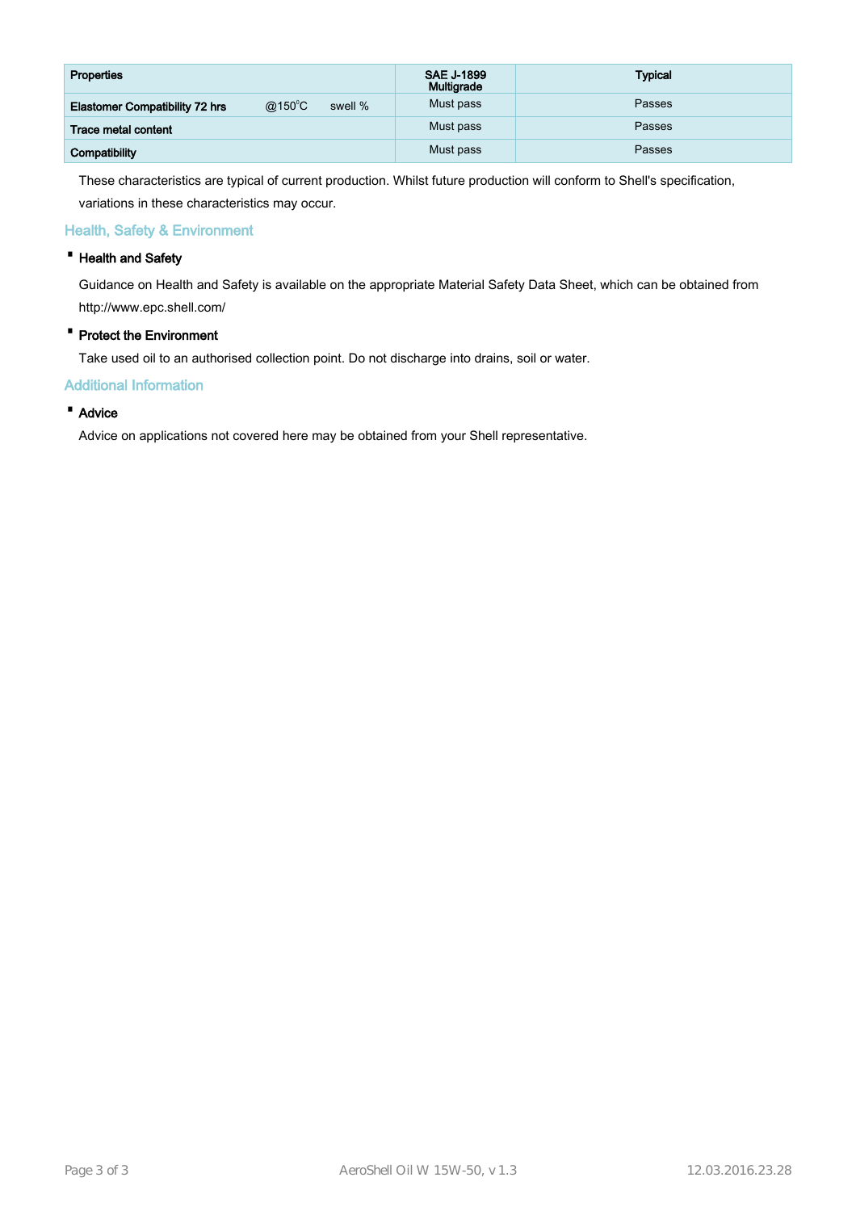| Properties | | | SAE J-1899 Multigrade | Typical |
|---|---|---|---|---|
| Elastomer Compatibility 72 hrs | @150°C | swell % | Must pass | Passes |
| Trace metal content | | | Must pass | Passes |
| Compatibility | | | Must pass | Passes |

These characteristics are typical of current production. Whilst future production will conform to Shell's specification, variations in these characteristics may occur.

## Health, Safety & Environment

- **Health and Safety**

Guidance on Health and Safety is available on the appropriate Material Safety Data Sheet, which can be obtained from http://www.epc.shell.com/

- **Protect the Environment**

Take used oil to an authorised collection point. Do not discharge into drains, soil or water.

## Additional Information

- **Advice**

Advice on applications not covered here may be obtained from your Shell representative.